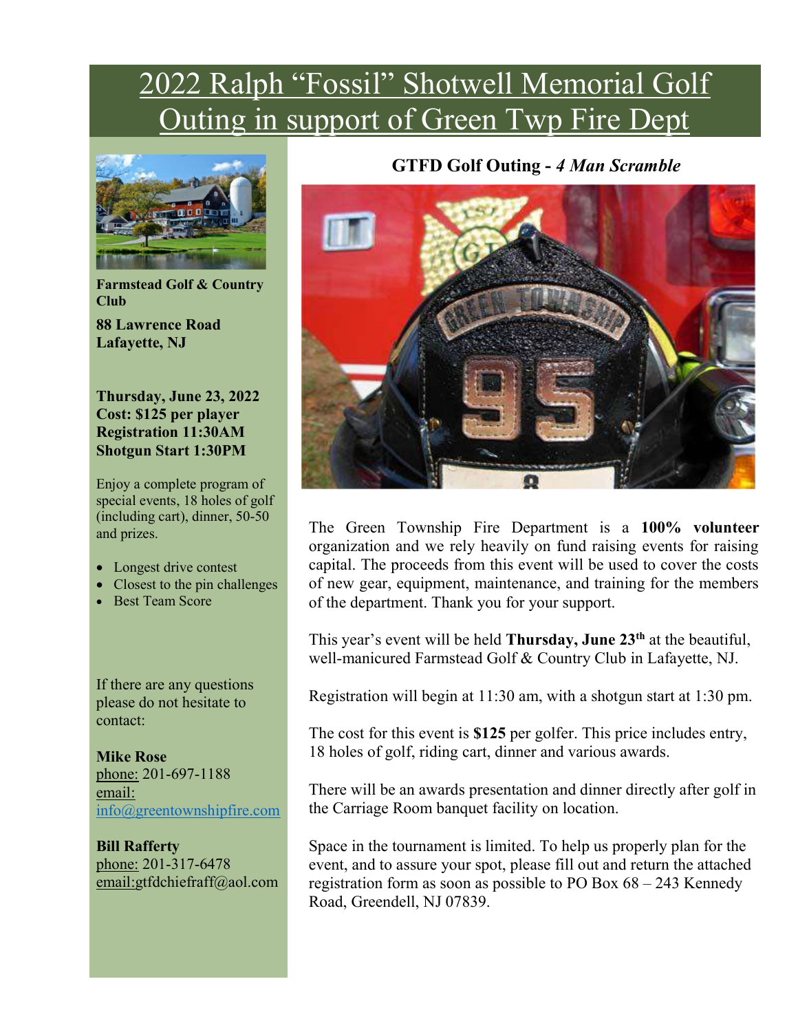# 2022 Ralph "Fossil" Shotwell Memorial Golf Outing in support of Green Twp Fire Dept

**Farmstead Golf & Country Club**

**88 Lawrence Road**
**Lafayette, NJ**

**Thursday, June 23, 2022**
**Cost: $125 per player**
**Registration 11:30AM**
**Shotgun Start 1:30PM**

Enjoy a complete program of special events, 18 holes of golf (including cart), dinner, 50-50 and prizes.

- Longest drive contest
- Closest to the pin challenges
- Best Team Score

If there are any questions please do not hesitate to contact:

**Mike Rose**
phone: 201-697-1188
email: info@greentownshipfire.com

**Bill Rafferty**
phone: 201-317-6478
email:gtfdchiefraff@aol.com

## GTFD Golf Outing - *4 Man Scramble*

The Green Township Fire Department is a **100% volunteer** organization and we rely heavily on fund raising events for raising capital. The proceeds from this event will be used to cover the costs of new gear, equipment, maintenance, and training for the members of the department. Thank you for your support.

This year's event will be held **Thursday, June 23th** at the beautiful, well-manicured Farmstead Golf & Country Club in Lafayette, NJ.

Registration will begin at 11:30 am, with a shotgun start at 1:30 pm.

The cost for this event is **$125** per golfer. This price includes entry, 18 holes of golf, riding cart, dinner and various awards.

There will be an awards presentation and dinner directly after golf in the Carriage Room banquet facility on location.

Space in the tournament is limited. To help us properly plan for the event, and to assure your spot, please fill out and return the attached registration form as soon as possible to PO Box 68 – 243 Kennedy Road, Greendell, NJ 07839.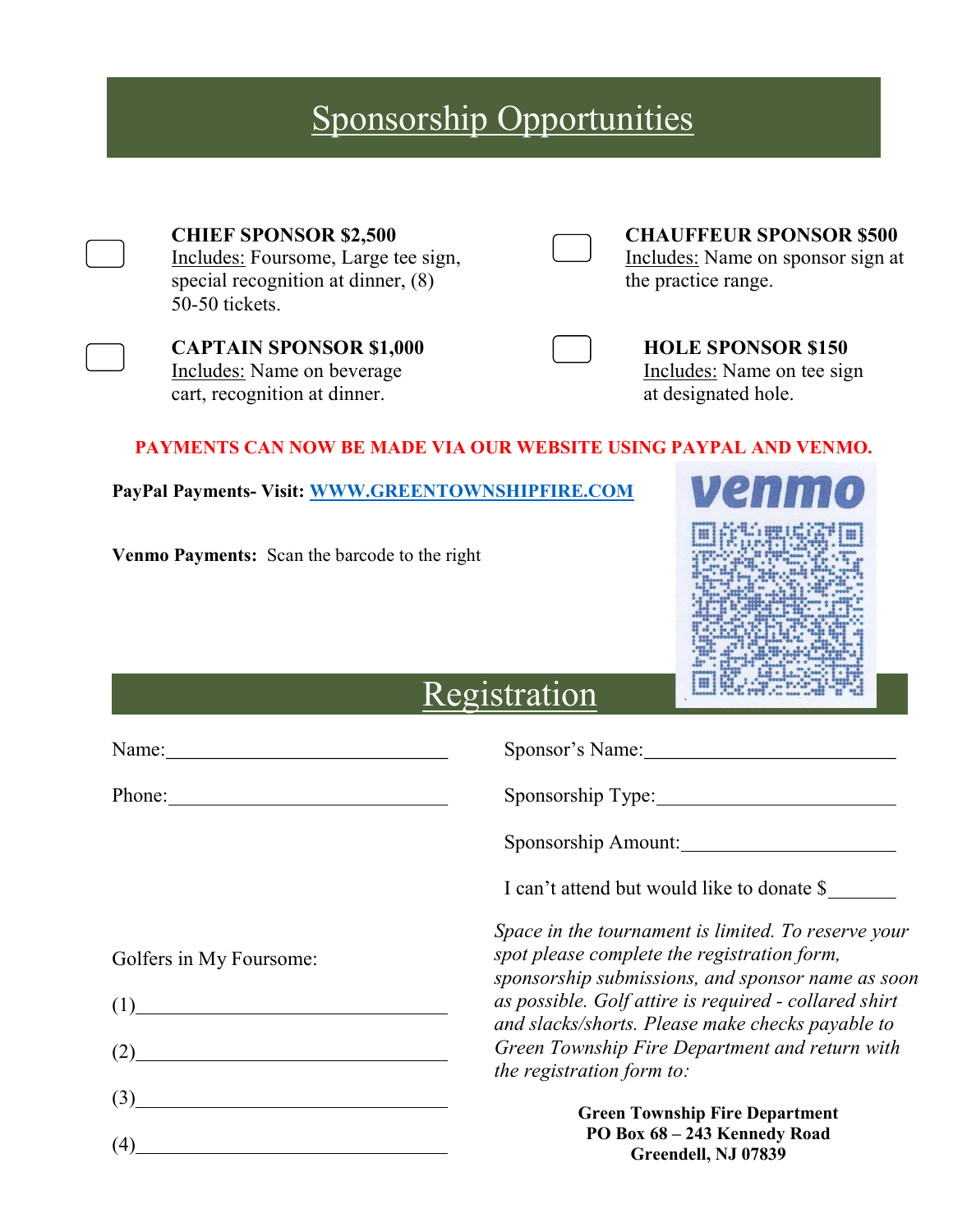# Sponsorship Opportunities

**CHIEF SPONSOR $2,500**
Includes: Foursome, Large tee sign, special recognition at dinner, (8) 50-50 tickets.

**CAPTAIN SPONSOR $1,000**
Includes: Name on beverage cart, recognition at dinner.

**CHAUFFEUR SPONSOR $500**
Includes: Name on sponsor sign at the practice range.

**HOLE SPONSOR $150**
Includes: Name on tee sign at designated hole.

**PAYMENTS CAN NOW BE MADE VIA OUR WEBSITE USING PAYPAL AND VENMO.**

**PayPal Payments- Visit: WWW.GREENTOWNSHIPFIRE.COM**

**Venmo Payments:** Scan the barcode to the right

venmo

# Registration

Name:______________________________

Phone:______________________________

Golfers in My Foursome:

(1)______________________________

(2)______________________________

(3)______________________________

(4)______________________________

Sponsor's Name:__________________________

Sponsorship Type:_________________________

Sponsorship Amount:_______________________

I can't attend but would like to donate $_______

*Space in the tournament is limited. To reserve your spot please complete the registration form, sponsorship submissions, and sponsor name as soon as possible. Golf attire is required - collared shirt and slacks/shorts. Please make checks payable to Green Township Fire Department and return with the registration form to:*

**Green Township Fire Department**
**PO Box 68 – 243 Kennedy Road**
**Greendell, NJ 07839**